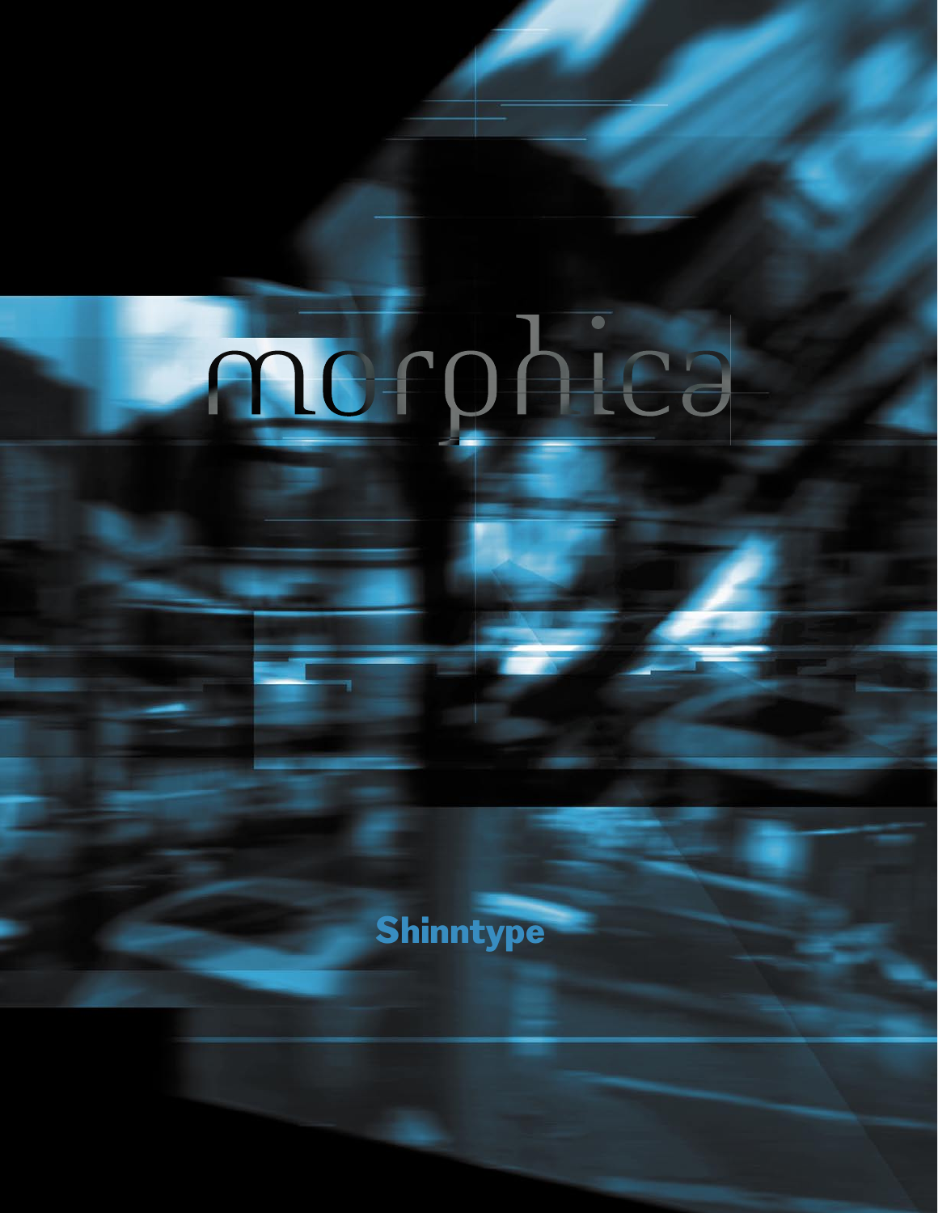# morphica

**Shinntype**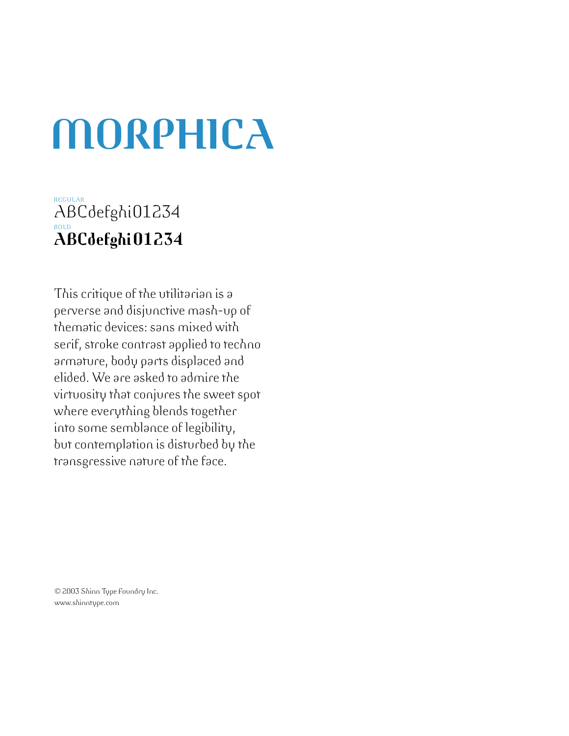# MORPHICA

REGULAR

ABCdefghi01234

BOLD

**ABCdefghi01234**

This critique of the utilitarian is a perverse and disjunctive mash-up of thematic devices: sans mixed with serif, stroke contrast applied to techno armature, body parts displaced and elided. We are asked to admire the virtuosity that conjures the sweet spot where everything blends together into some semblance of legibility, but contemplation is disturbed by the transgressive nature of the face.

© 2003 Shinn Type Foundry Inc.
www.shinntype.com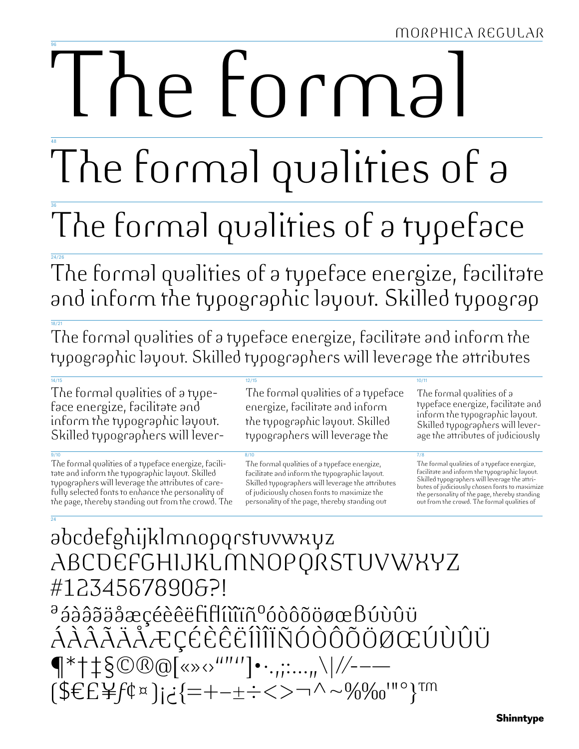MORPHICA REGULAR

96

# The formal

48

# The formal qualities of a

36

## The formal qualities of a typeface

24/26

The formal qualities of a typeface energize, facilitate and inform the typographic layout. Skilled typograp

18/21

The formal qualities of a typeface energize, facilitate and inform the typographic layout. Skilled typographers will leverage the attributes

14/15

The formal qualities of a typeface energize, facilitate and inform the typographic layout. Skilled typographers will lever-

12/15

The formal qualities of a typeface energize, facilitate and inform the typographic layout. Skilled typographers will leverage the

10/11

The formal qualities of a typeface energize, facilitate and inform the typographic layout. Skilled typographers will leverage the attributes of judiciously

9/10

The formal qualities of a typeface energize, facilitate and inform the typographic layout. Skilled typographers will leverage the attributes of carefully selected fonts to enhance the personality of the page, thereby standing out from the crowd. The

8/10

The formal qualities of a typeface energize, facilitate and inform the typographic layout. Skilled typographers will leverage the attributes of judiciously chosen fonts to maximize the personality of the page, thereby standing out

7/8

The formal qualities of a typeface energize, facilitate and inform the typographic layout. Skilled typographers will leverage the attributes of judiciously chosen fonts to maximize the personality of the page, thereby standing out from the crowd. The formal qualities of

24

abcdefghijklmnopqrstuvwxyz
ABCDEFGHIJKLMNOPQRSTUVWXYZ
#1234567890&?!
ª áàâãäåæçéèêëfiflíìîïñºóòôõöøœßúùûü
ÁÀÂÃÄÅÆÇÉÈÊËÍÌÎÏÑÓÒÔÕÖØŒÚÙÛÜ
¶*†‡§©®@[«»‹›“”‘’]•·.,;:…„\|//-–—
($€£¥ƒ¢¤)¡¿{=+−±÷<>¬^~%‰'"°}™

Shinntype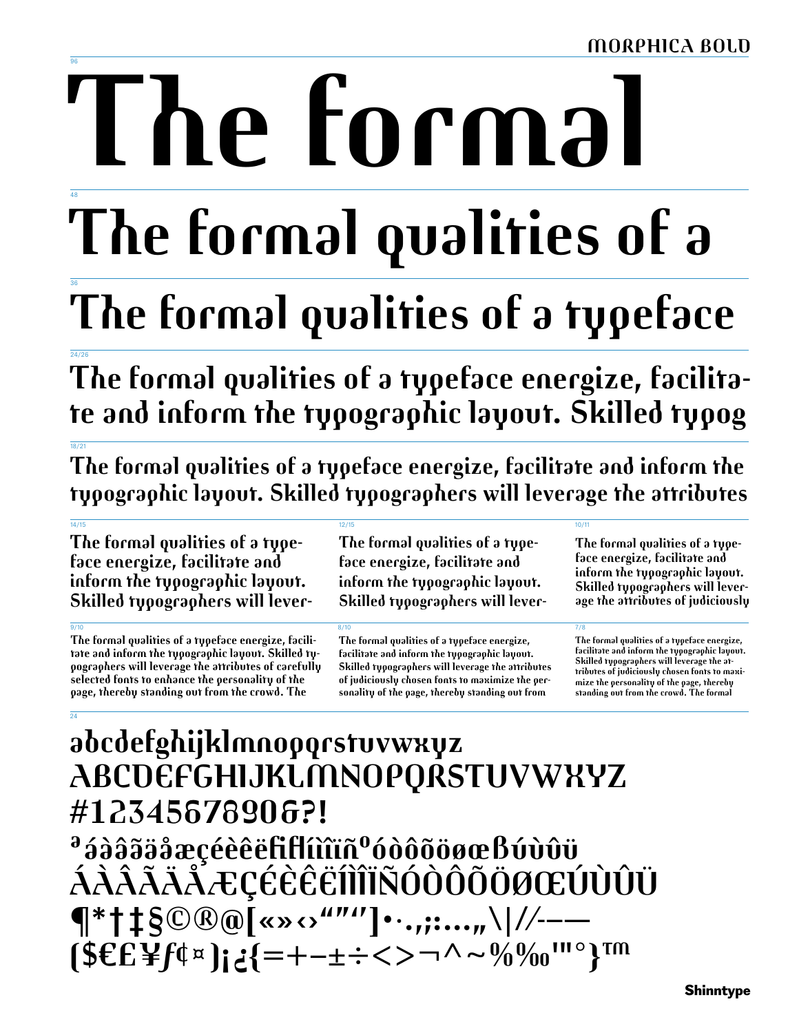MORPHICA BOLD

96

# The formal

48

# The formal qualities of a

36

## The formal qualities of a typeface

24/26

## The formal qualities of a typeface energize, facilitate and inform the typographic layout. Skilled typog

18/21

### The formal qualities of a typeface energize, facilitate and inform the typographic layout. Skilled typographers will leverage the attributes

14/15

The formal qualities of a typeface energize, facilitate and inform the typographic layout. Skilled typographers will lever-

12/15

The formal qualities of a typeface energize, facilitate and inform the typographic layout. Skilled typographers will lever-

10/11

The formal qualities of a typeface energize, facilitate and inform the typographic layout. Skilled typographers will leverage the attributes of judiciously

9/10

The formal qualities of a typeface energize, facilitate and inform the typographic layout. Skilled typographers will leverage the attributes of carefully selected fonts to enhance the personality of the page, thereby standing out from the crowd. The

8/10

The formal qualities of a typeface energize, facilitate and inform the typographic layout. Skilled typographers will leverage the attributes of judiciously chosen fonts to maximize the personality of the page, thereby standing out from

7/8

The formal qualities of a typeface energize, facilitate and inform the typographic layout. Skilled typographers will leverage the attributes of judiciously chosen fonts to maximize the personality of the page, thereby standing out from the crowd. The formal

24

abcdefghijklmnopqrstuvwxyz
ABCDEFGHIJKLMNOPQRSTUVWXYZ
#12345678906?!
ª áàâãäåæçéèêëfiflíìîïñºóòôõöøœßúùûü
ÁÀÂÃÄÅÆÇÉÈÊËÍÌÎÏÑÓÒÔÕÖØŒÚÙÛÜ
¶*†‡§©®@[«»‹›“”‘’]•·.,;:…„\|//-–—
($€£¥ƒ¢¤)¡¿{=+−±÷<>¬^~%‰'"°}™

Shinntype